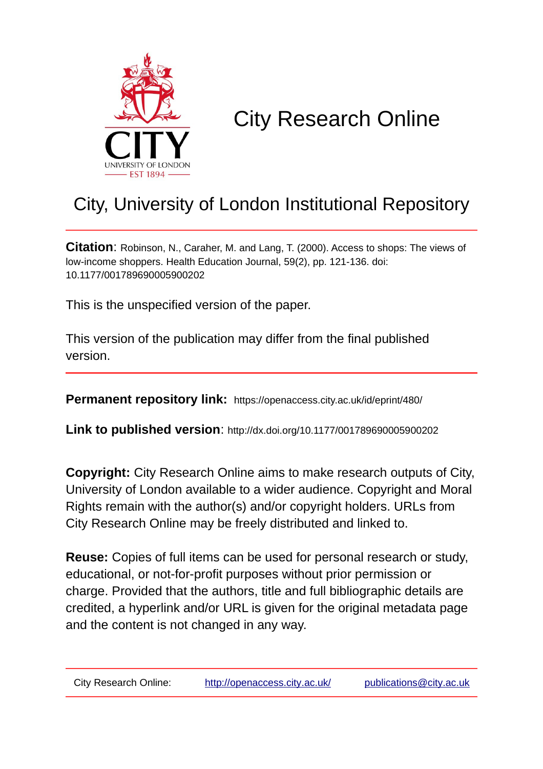# City Research Online

## City, University of London Institutional Repository

**Citation**: Robinson, N., Caraher, M. and Lang, T. (2000). Access to shops: The views of low-income shoppers. Health Education Journal, 59(2), pp. 121-136. doi: 10.1177/001789690005900202

This is the unspecified version of the paper.

This version of the publication may differ from the final published version.

**Permanent repository link:** https://openaccess.city.ac.uk/id/eprint/480/

**Link to published version**: http://dx.doi.org/10.1177/001789690005900202

**Copyright:** City Research Online aims to make research outputs of City, University of London available to a wider audience. Copyright and Moral Rights remain with the author(s) and/or copyright holders. URLs from City Research Online may be freely distributed and linked to.

**Reuse:** Copies of full items can be used for personal research or study, educational, or not-for-profit purposes without prior permission or charge. Provided that the authors, title and full bibliographic details are credited, a hyperlink and/or URL is given for the original metadata page and the content is not changed in any way.

City Research Online: http://openaccess.city.ac.uk/ publications@city.ac.uk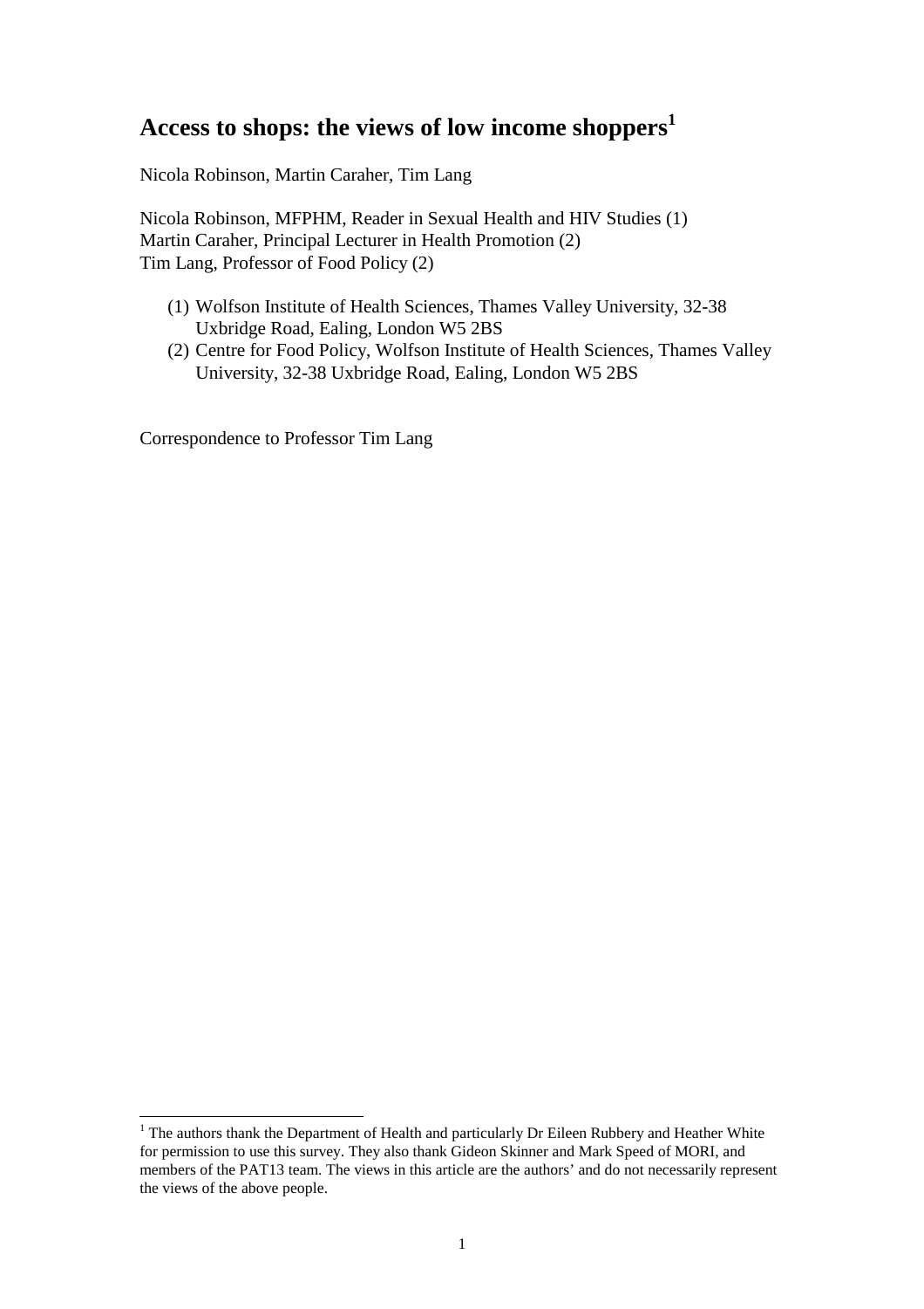# Access to shops: the views of low income shoppers[1]

Nicola Robinson, Martin Caraher, Tim Lang

Nicola Robinson, MFPHM, Reader in Sexual Health and HIV Studies (1)
Martin Caraher, Principal Lecturer in Health Promotion (2)
Tim Lang, Professor of Food Policy (2)

(1) Wolfson Institute of Health Sciences, Thames Valley University, 32-38 Uxbridge Road, Ealing, London W5 2BS
(2) Centre for Food Policy, Wolfson Institute of Health Sciences, Thames Valley University, 32-38 Uxbridge Road, Ealing, London W5 2BS

Correspondence to Professor Tim Lang

---

[1] The authors thank the Department of Health and particularly Dr Eileen Rubbery and Heather White for permission to use this survey. They also thank Gideon Skinner and Mark Speed of MORI, and members of the PAT13 team. The views in this article are the authors' and do not necessarily represent the views of the above people.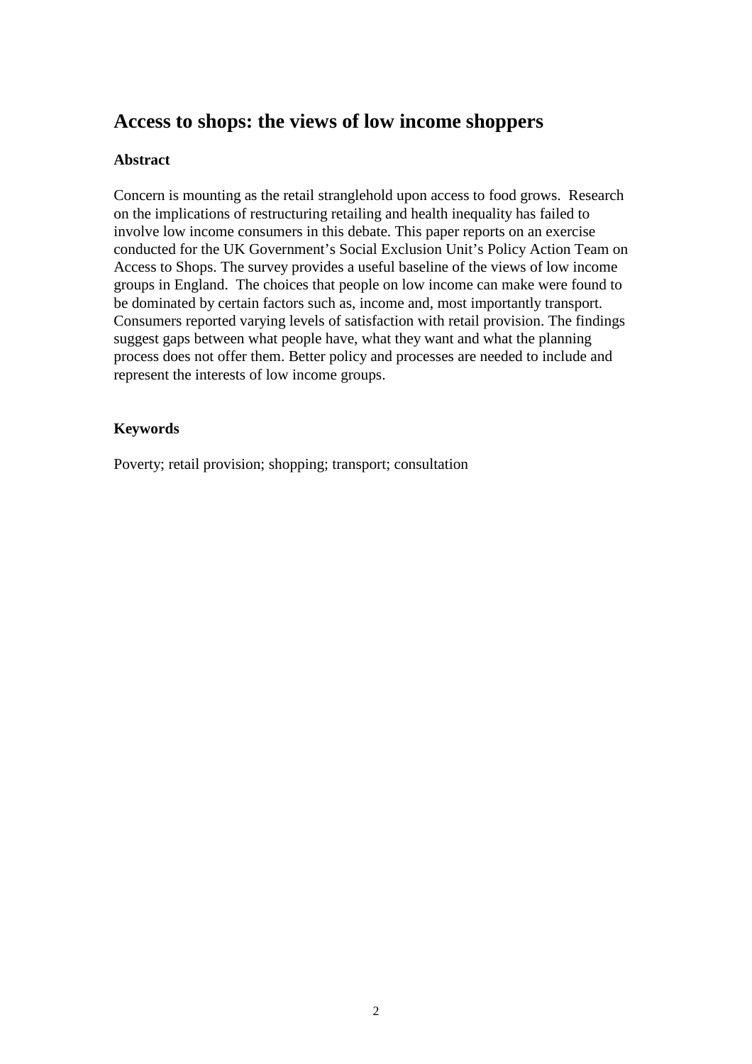# Access to shops: the views of low income shoppers

**Abstract**

Concern is mounting as the retail stranglehold upon access to food grows. Research on the implications of restructuring retailing and health inequality has failed to involve low income consumers in this debate. This paper reports on an exercise conducted for the UK Government's Social Exclusion Unit's Policy Action Team on Access to Shops. The survey provides a useful baseline of the views of low income groups in England. The choices that people on low income can make were found to be dominated by certain factors such as, income and, most importantly transport. Consumers reported varying levels of satisfaction with retail provision. The findings suggest gaps between what people have, what they want and what the planning process does not offer them. Better policy and processes are needed to include and represent the interests of low income groups.

**Keywords**

Poverty; retail provision; shopping; transport; consultation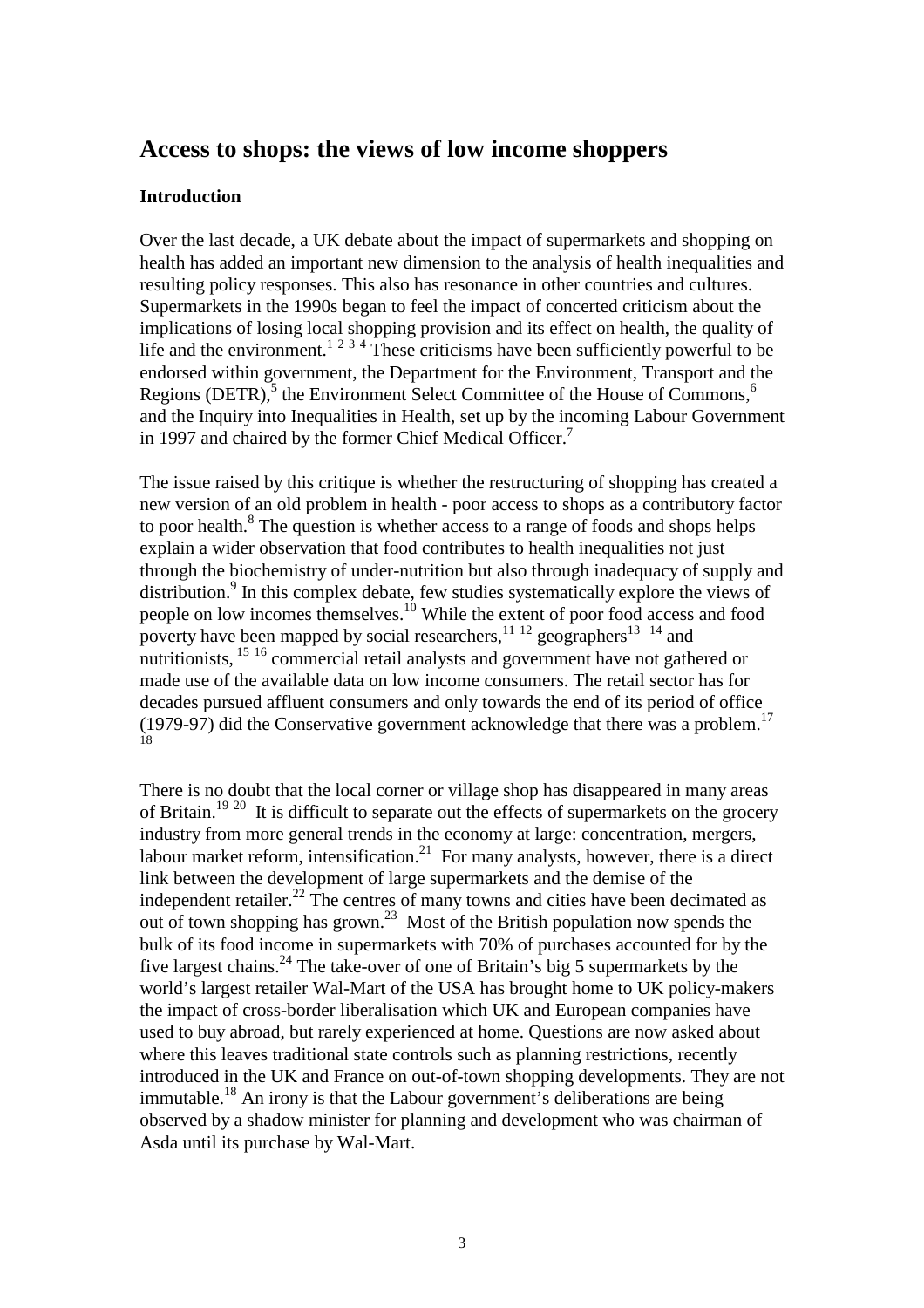# Access to shops: the views of low income shoppers

### Introduction

Over the last decade, a UK debate about the impact of supermarkets and shopping on health has added an important new dimension to the analysis of health inequalities and resulting policy responses. This also has resonance in other countries and cultures. Supermarkets in the 1990s began to feel the impact of concerted criticism about the implications of losing local shopping provision and its effect on health, the quality of life and the environment.[1 2 3 4] These criticisms have been sufficiently powerful to be endorsed within government, the Department for the Environment, Transport and the Regions (DETR),[5] the Environment Select Committee of the House of Commons,[6] and the Inquiry into Inequalities in Health, set up by the incoming Labour Government in 1997 and chaired by the former Chief Medical Officer.[7]

The issue raised by this critique is whether the restructuring of shopping has created a new version of an old problem in health - poor access to shops as a contributory factor to poor health.[8] The question is whether access to a range of foods and shops helps explain a wider observation that food contributes to health inequalities not just through the biochemistry of under-nutrition but also through inadequacy of supply and distribution.[9] In this complex debate, few studies systematically explore the views of people on low incomes themselves.[10] While the extent of poor food access and food poverty have been mapped by social researchers,[11 12] geographers[13 14] and nutritionists,[15 16] commercial retail analysts and government have not gathered or made use of the available data on low income consumers. The retail sector has for decades pursued affluent consumers and only towards the end of its period of office (1979-97) did the Conservative government acknowledge that there was a problem.[17 18]

There is no doubt that the local corner or village shop has disappeared in many areas of Britain.[19 20] It is difficult to separate out the effects of supermarkets on the grocery industry from more general trends in the economy at large: concentration, mergers, labour market reform, intensification.[21] For many analysts, however, there is a direct link between the development of large supermarkets and the demise of the independent retailer.[22] The centres of many towns and cities have been decimated as out of town shopping has grown.[23] Most of the British population now spends the bulk of its food income in supermarkets with 70% of purchases accounted for by the five largest chains.[24] The take-over of one of Britain's big 5 supermarkets by the world's largest retailer Wal-Mart of the USA has brought home to UK policy-makers the impact of cross-border liberalisation which UK and European companies have used to buy abroad, but rarely experienced at home. Questions are now asked about where this leaves traditional state controls such as planning restrictions, recently introduced in the UK and France on out-of-town shopping developments. They are not immutable.[18] An irony is that the Labour government's deliberations are being observed by a shadow minister for planning and development who was chairman of Asda until its purchase by Wal-Mart.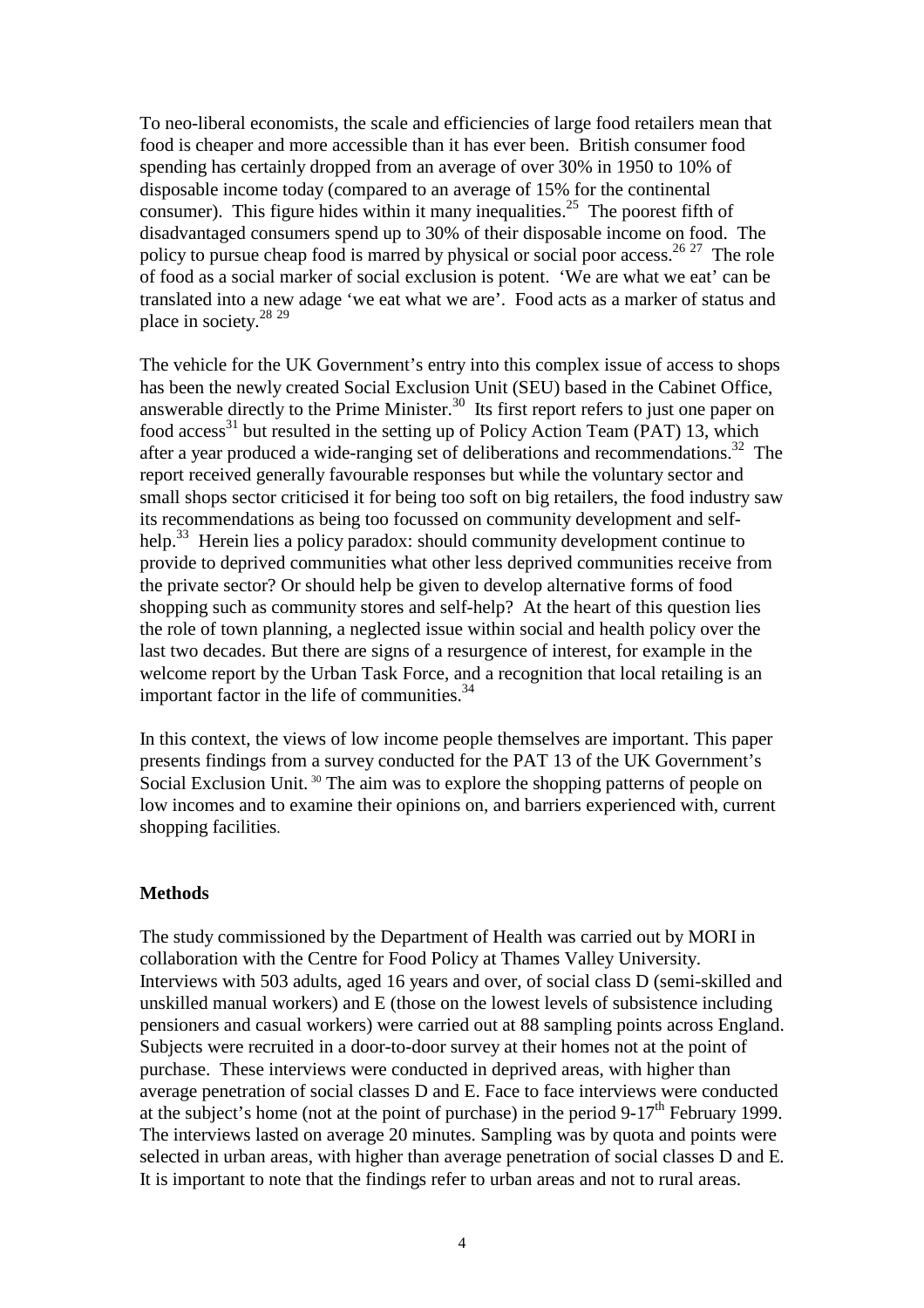To neo-liberal economists, the scale and efficiencies of large food retailers mean that food is cheaper and more accessible than it has ever been. British consumer food spending has certainly dropped from an average of over 30% in 1950 to 10% of disposable income today (compared to an average of 15% for the continental consumer). This figure hides within it many inequalities.[25] The poorest fifth of disadvantaged consumers spend up to 30% of their disposable income on food. The policy to pursue cheap food is marred by physical or social poor access.[26 27] The role of food as a social marker of social exclusion is potent. 'We are what we eat' can be translated into a new adage 'we eat what we are'. Food acts as a marker of status and place in society.[28 29]

The vehicle for the UK Government's entry into this complex issue of access to shops has been the newly created Social Exclusion Unit (SEU) based in the Cabinet Office, answerable directly to the Prime Minister.[30] Its first report refers to just one paper on food access[31] but resulted in the setting up of Policy Action Team (PAT) 13, which after a year produced a wide-ranging set of deliberations and recommendations.[32] The report received generally favourable responses but while the voluntary sector and small shops sector criticised it for being too soft on big retailers, the food industry saw its recommendations as being too focussed on community development and self-help.[33] Herein lies a policy paradox: should community development continue to provide to deprived communities what other less deprived communities receive from the private sector? Or should help be given to develop alternative forms of food shopping such as community stores and self-help? At the heart of this question lies the role of town planning, a neglected issue within social and health policy over the last two decades. But there are signs of a resurgence of interest, for example in the welcome report by the Urban Task Force, and a recognition that local retailing is an important factor in the life of communities.[34]

In this context, the views of low income people themselves are important. This paper presents findings from a survey conducted for the PAT 13 of the UK Government's Social Exclusion Unit. [30] The aim was to explore the shopping patterns of people on low incomes and to examine their opinions on, and barriers experienced with, current shopping facilities.

## Methods

The study commissioned by the Department of Health was carried out by MORI in collaboration with the Centre for Food Policy at Thames Valley University. Interviews with 503 adults, aged 16 years and over, of social class D (semi-skilled and unskilled manual workers) and E (those on the lowest levels of subsistence including pensioners and casual workers) were carried out at 88 sampling points across England. Subjects were recruited in a door-to-door survey at their homes not at the point of purchase. These interviews were conducted in deprived areas, with higher than average penetration of social classes D and E. Face to face interviews were conducted at the subject's home (not at the point of purchase) in the period 9-17th February 1999. The interviews lasted on average 20 minutes. Sampling was by quota and points were selected in urban areas, with higher than average penetration of social classes D and E. It is important to note that the findings refer to urban areas and not to rural areas.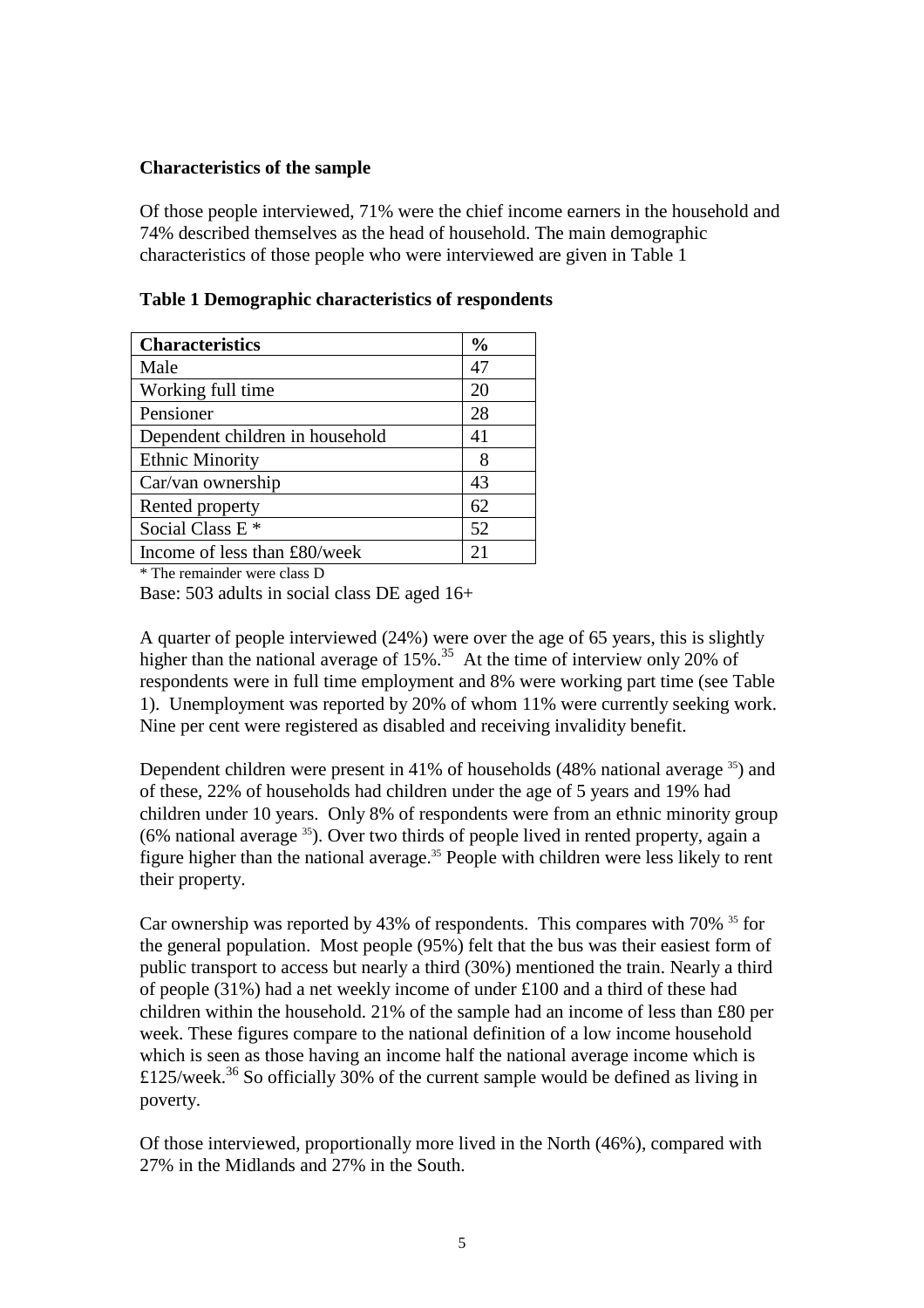**Characteristics of the sample**

Of those people interviewed, 71% were the chief income earners in the household and 74% described themselves as the head of household. The main demographic characteristics of those people who were interviewed are given in Table 1

**Table 1 Demographic characteristics of respondents**

| Characteristics | % |
|---|---|
| Male | 47 |
| Working full time | 20 |
| Pensioner | 28 |
| Dependent children in household | 41 |
| Ethnic Minority | 8 |
| Car/van ownership | 43 |
| Rented property | 62 |
| Social Class E * | 52 |
| Income of less than £80/week | 21 |

* The remainder were class D

Base: 503 adults in social class DE aged 16+

A quarter of people interviewed (24%) were over the age of 65 years, this is slightly higher than the national average of 15%.[35] At the time of interview only 20% of respondents were in full time employment and 8% were working part time (see Table 1). Unemployment was reported by 20% of whom 11% were currently seeking work. Nine per cent were registered as disabled and receiving invalidity benefit.

Dependent children were present in 41% of households (48% national average [35]) and of these, 22% of households had children under the age of 5 years and 19% had children under 10 years. Only 8% of respondents were from an ethnic minority group (6% national average [35]). Over two thirds of people lived in rented property, again a figure higher than the national average.[35] People with children were less likely to rent their property.

Car ownership was reported by 43% of respondents. This compares with 70% [35] for the general population. Most people (95%) felt that the bus was their easiest form of public transport to access but nearly a third (30%) mentioned the train. Nearly a third of people (31%) had a net weekly income of under £100 and a third of these had children within the household. 21% of the sample had an income of less than £80 per week. These figures compare to the national definition of a low income household which is seen as those having an income half the national average income which is £125/week.[36] So officially 30% of the current sample would be defined as living in poverty.

Of those interviewed, proportionally more lived in the North (46%), compared with 27% in the Midlands and 27% in the South.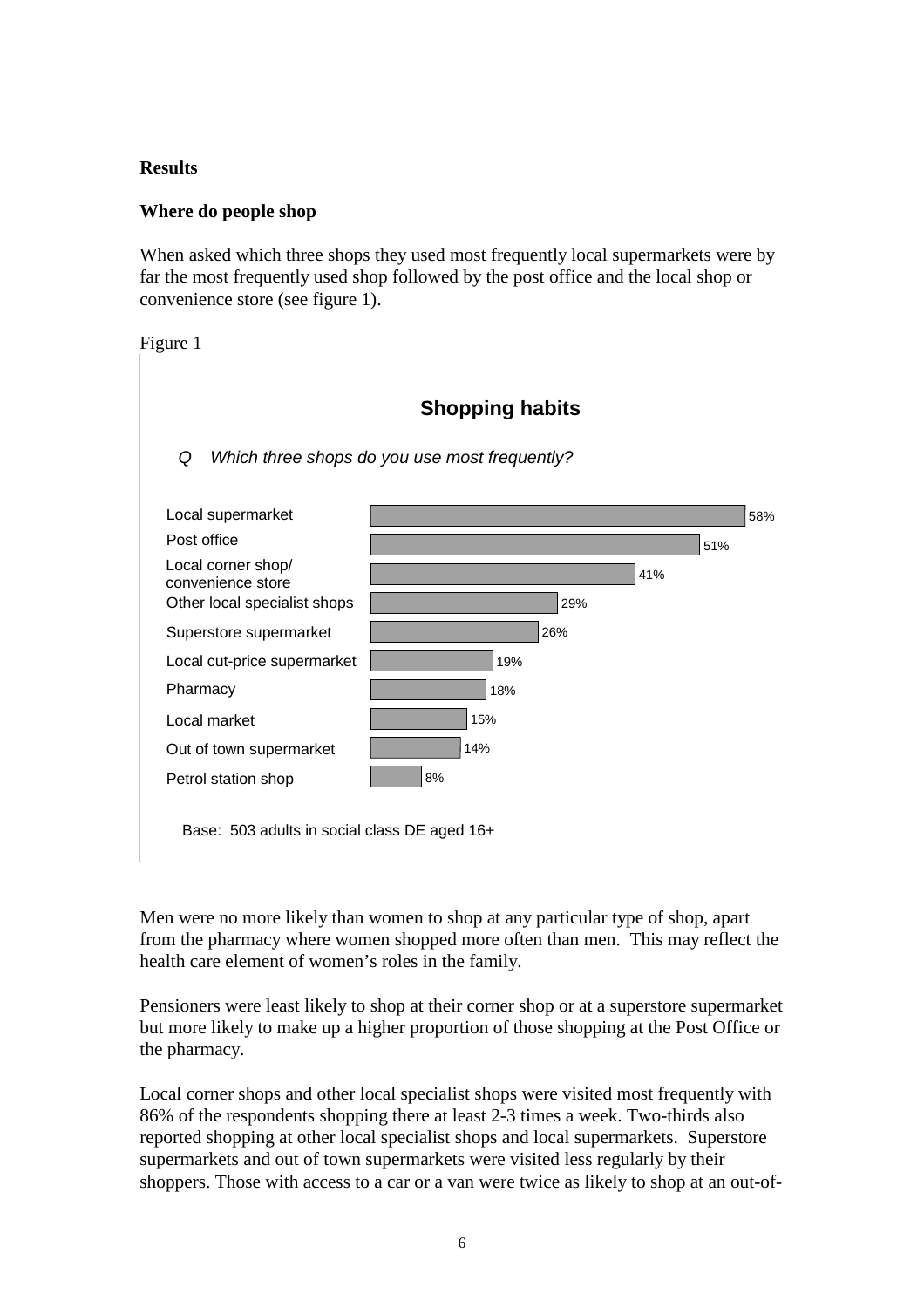## Results

### Where do people shop

When asked which three shops they used most frequently local supermarkets were by far the most frequently used shop followed by the post office and the local shop or convenience store (see figure 1).

Figure 1

**Shopping habits**

*Q Which three shops do you use most frequently?*

| Shop | % |
|---|---|
| Local supermarket | 58% |
| Post office | 51% |
| Local corner shop/ convenience store | 41% |
| Other local specialist shops | 29% |
| Superstore supermarket | 26% |
| Local cut-price supermarket | 19% |
| Pharmacy | 18% |
| Local market | 15% |
| Out of town supermarket | 14% |
| Petrol station shop | 8% |

Base: 503 adults in social class DE aged 16+

Men were no more likely than women to shop at any particular type of shop, apart from the pharmacy where women shopped more often than men. This may reflect the health care element of women's roles in the family.

Pensioners were least likely to shop at their corner shop or at a superstore supermarket but more likely to make up a higher proportion of those shopping at the Post Office or the pharmacy.

Local corner shops and other local specialist shops were visited most frequently with 86% of the respondents shopping there at least 2-3 times a week. Two-thirds also reported shopping at other local specialist shops and local supermarkets. Superstore supermarkets and out of town supermarkets were visited less regularly by their shoppers. Those with access to a car or a van were twice as likely to shop at an out-of-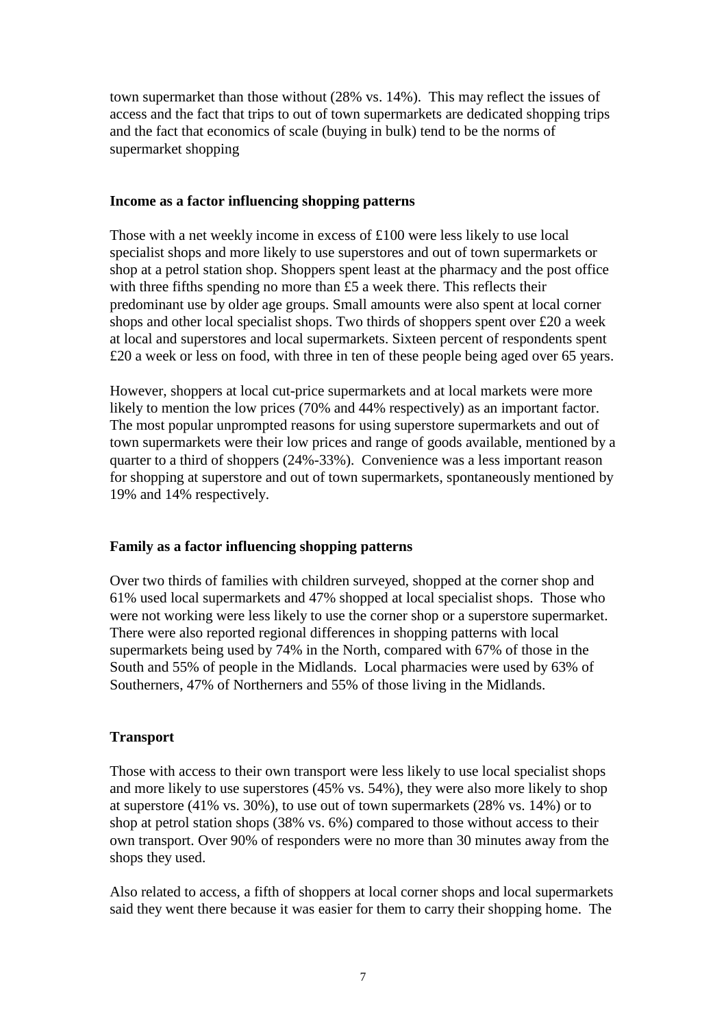town supermarket than those without (28% vs. 14%). This may reflect the issues of access and the fact that trips to out of town supermarkets are dedicated shopping trips and the fact that economics of scale (buying in bulk) tend to be the norms of supermarket shopping

**Income as a factor influencing shopping patterns**

Those with a net weekly income in excess of £100 were less likely to use local specialist shops and more likely to use superstores and out of town supermarkets or shop at a petrol station shop. Shoppers spent least at the pharmacy and the post office with three fifths spending no more than £5 a week there. This reflects their predominant use by older age groups. Small amounts were also spent at local corner shops and other local specialist shops. Two thirds of shoppers spent over £20 a week at local and superstores and local supermarkets. Sixteen percent of respondents spent £20 a week or less on food, with three in ten of these people being aged over 65 years.

However, shoppers at local cut-price supermarkets and at local markets were more likely to mention the low prices (70% and 44% respectively) as an important factor. The most popular unprompted reasons for using superstore supermarkets and out of town supermarkets were their low prices and range of goods available, mentioned by a quarter to a third of shoppers (24%-33%). Convenience was a less important reason for shopping at superstore and out of town supermarkets, spontaneously mentioned by 19% and 14% respectively.

**Family as a factor influencing shopping patterns**

Over two thirds of families with children surveyed, shopped at the corner shop and 61% used local supermarkets and 47% shopped at local specialist shops. Those who were not working were less likely to use the corner shop or a superstore supermarket. There were also reported regional differences in shopping patterns with local supermarkets being used by 74% in the North, compared with 67% of those in the South and 55% of people in the Midlands. Local pharmacies were used by 63% of Southerners, 47% of Northerners and 55% of those living in the Midlands.

**Transport**

Those with access to their own transport were less likely to use local specialist shops and more likely to use superstores (45% vs. 54%), they were also more likely to shop at superstore (41% vs. 30%), to use out of town supermarkets (28% vs. 14%) or to shop at petrol station shops (38% vs. 6%) compared to those without access to their own transport. Over 90% of responders were no more than 30 minutes away from the shops they used.

Also related to access, a fifth of shoppers at local corner shops and local supermarkets said they went there because it was easier for them to carry their shopping home. The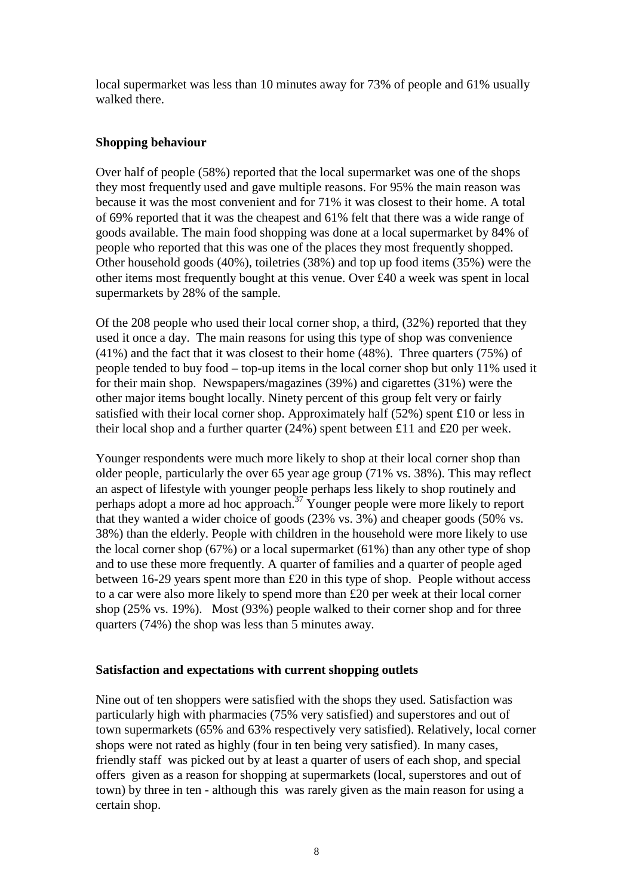local supermarket was less than 10 minutes away for 73% of people and 61% usually walked there.

## Shopping behaviour

Over half of people (58%) reported that the local supermarket was one of the shops they most frequently used and gave multiple reasons. For 95% the main reason was because it was the most convenient and for 71% it was closest to their home. A total of 69% reported that it was the cheapest and 61% felt that there was a wide range of goods available. The main food shopping was done at a local supermarket by 84% of people who reported that this was one of the places they most frequently shopped. Other household goods (40%), toiletries (38%) and top up food items (35%) were the other items most frequently bought at this venue. Over £40 a week was spent in local supermarkets by 28% of the sample.

Of the 208 people who used their local corner shop, a third, (32%) reported that they used it once a day. The main reasons for using this type of shop was convenience (41%) and the fact that it was closest to their home (48%). Three quarters (75%) of people tended to buy food – top-up items in the local corner shop but only 11% used it for their main shop. Newspapers/magazines (39%) and cigarettes (31%) were the other major items bought locally. Ninety percent of this group felt very or fairly satisfied with their local corner shop. Approximately half (52%) spent £10 or less in their local shop and a further quarter (24%) spent between £11 and £20 per week.

Younger respondents were much more likely to shop at their local corner shop than older people, particularly the over 65 year age group (71% vs. 38%). This may reflect an aspect of lifestyle with younger people perhaps less likely to shop routinely and perhaps adopt a more ad hoc approach.[37] Younger people were more likely to report that they wanted a wider choice of goods (23% vs. 3%) and cheaper goods (50% vs. 38%) than the elderly. People with children in the household were more likely to use the local corner shop (67%) or a local supermarket (61%) than any other type of shop and to use these more frequently. A quarter of families and a quarter of people aged between 16-29 years spent more than £20 in this type of shop. People without access to a car were also more likely to spend more than £20 per week at their local corner shop (25% vs. 19%). Most (93%) people walked to their corner shop and for three quarters (74%) the shop was less than 5 minutes away.

## Satisfaction and expectations with current shopping outlets

Nine out of ten shoppers were satisfied with the shops they used. Satisfaction was particularly high with pharmacies (75% very satisfied) and superstores and out of town supermarkets (65% and 63% respectively very satisfied). Relatively, local corner shops were not rated as highly (four in ten being very satisfied). In many cases, friendly staff was picked out by at least a quarter of users of each shop, and special offers given as a reason for shopping at supermarkets (local, superstores and out of town) by three in ten - although this was rarely given as the main reason for using a certain shop.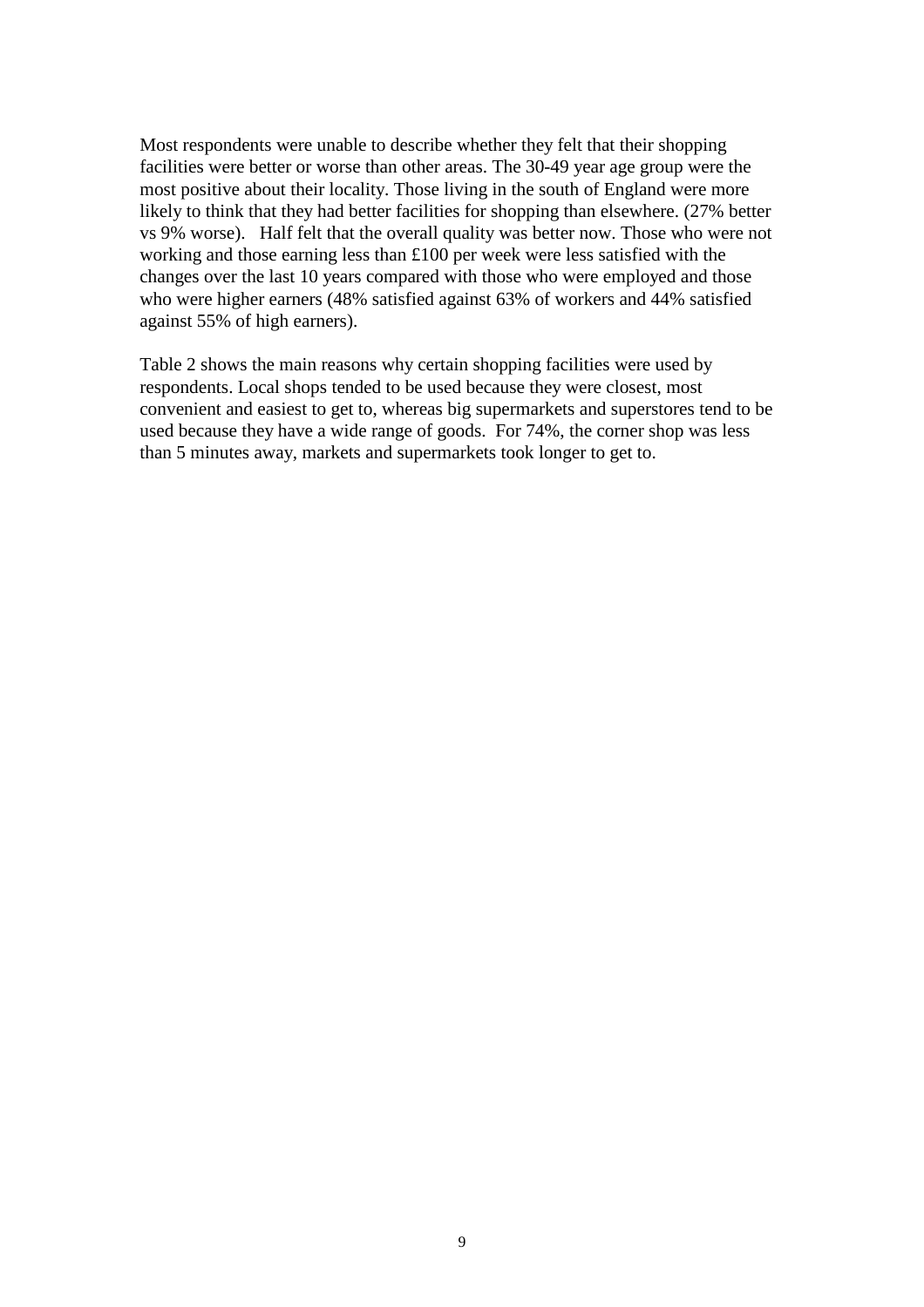Most respondents were unable to describe whether they felt that their shopping facilities were better or worse than other areas. The 30-49 year age group were the most positive about their locality. Those living in the south of England were more likely to think that they had better facilities for shopping than elsewhere. (27% better vs 9% worse). Half felt that the overall quality was better now. Those who were not working and those earning less than £100 per week were less satisfied with the changes over the last 10 years compared with those who were employed and those who were higher earners (48% satisfied against 63% of workers and 44% satisfied against 55% of high earners).

Table 2 shows the main reasons why certain shopping facilities were used by respondents. Local shops tended to be used because they were closest, most convenient and easiest to get to, whereas big supermarkets and superstores tend to be used because they have a wide range of goods. For 74%, the corner shop was less than 5 minutes away, markets and supermarkets took longer to get to.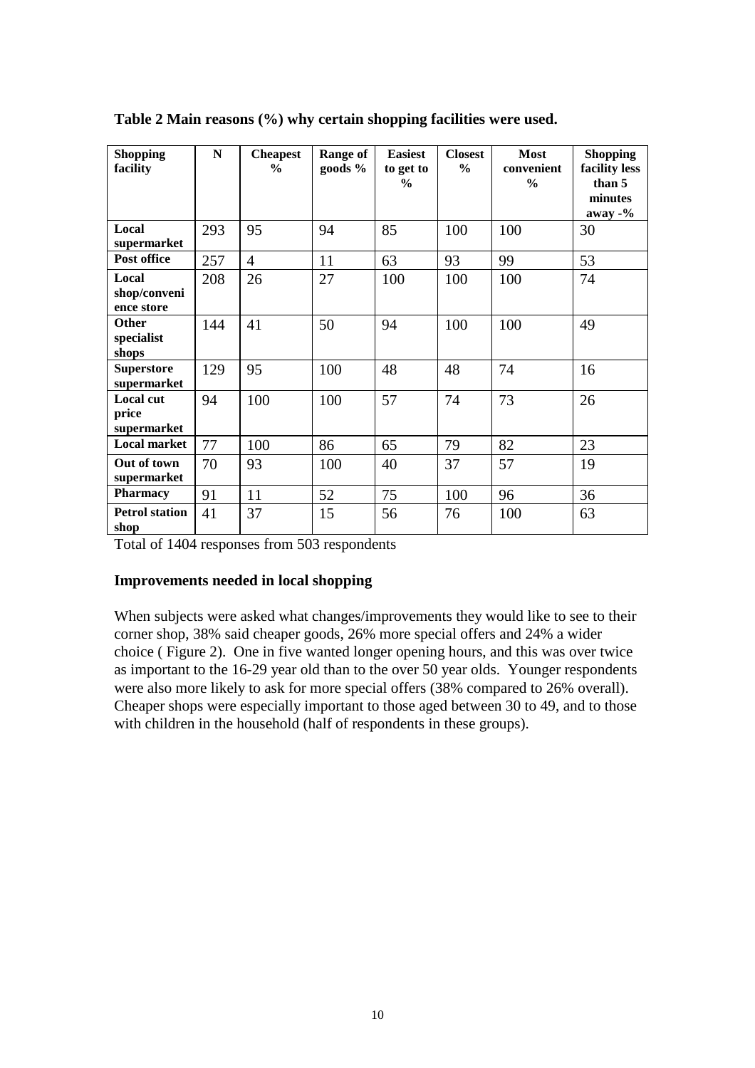**Table 2 Main reasons (%) why certain shopping facilities were used.**

| Shopping facility | N | Cheapest % | Range of goods % | Easiest to get to % | Closest % | Most convenient % | Shopping facility less than 5 minutes away -% |
|---|---|---|---|---|---|---|---|
| Local supermarket | 293 | 95 | 94 | 85 | 100 | 100 | 30 |
| Post office | 257 | 4 | 11 | 63 | 93 | 99 | 53 |
| Local shop/convenience store | 208 | 26 | 27 | 100 | 100 | 100 | 74 |
| Other specialist shops | 144 | 41 | 50 | 94 | 100 | 100 | 49 |
| Superstore supermarket | 129 | 95 | 100 | 48 | 48 | 74 | 16 |
| Local cut price supermarket | 94 | 100 | 100 | 57 | 74 | 73 | 26 |
| Local market | 77 | 100 | 86 | 65 | 79 | 82 | 23 |
| Out of town supermarket | 70 | 93 | 100 | 40 | 37 | 57 | 19 |
| Pharmacy | 91 | 11 | 52 | 75 | 100 | 96 | 36 |
| Petrol station shop | 41 | 37 | 15 | 56 | 76 | 100 | 63 |

Total of 1404 responses from 503 respondents

**Improvements needed in local shopping**

When subjects were asked what changes/improvements they would like to see to their corner shop, 38% said cheaper goods, 26% more special offers and 24% a wider choice ( Figure 2). One in five wanted longer opening hours, and this was over twice as important to the 16-29 year old than to the over 50 year olds. Younger respondents were also more likely to ask for more special offers (38% compared to 26% overall). Cheaper shops were especially important to those aged between 30 to 49, and to those with children in the household (half of respondents in these groups).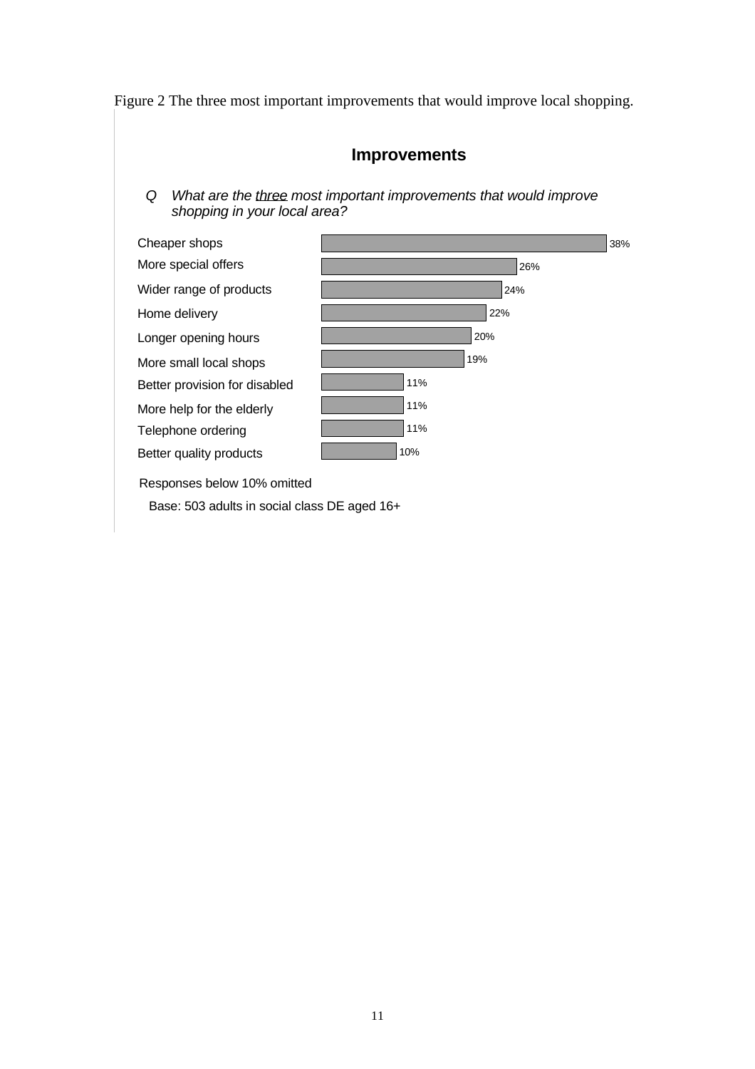Figure 2 The three most important improvements that would improve local shopping.

**Improvements**

*Q What are the three most important improvements that would improve shopping in your local area?*

| Improvement | % |
|---|---|
| Cheaper shops | 38% |
| More special offers | 26% |
| Wider range of products | 24% |
| Home delivery | 22% |
| Longer opening hours | 20% |
| More small local shops | 19% |
| Better provision for disabled | 11% |
| More help for the elderly | 11% |
| Telephone ordering | 11% |
| Better quality products | 10% |

Responses below 10% omitted

Base: 503 adults in social class DE aged 16+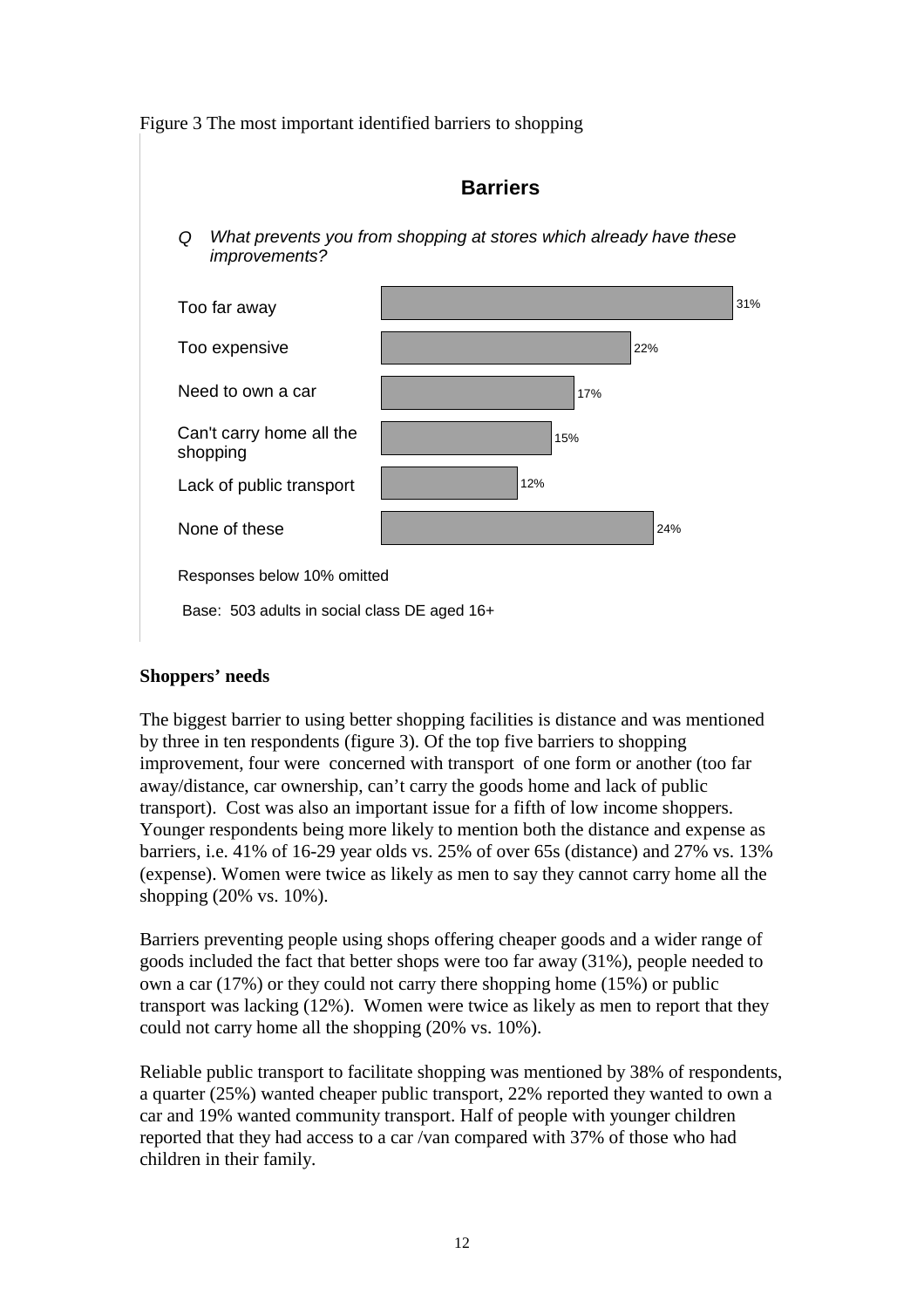Figure 3 The most important identified barriers to shopping

**Barriers**

*Q What prevents you from shopping at stores which already have these improvements?*

| Barrier | % |
|---|---|
| Too far away | 31% |
| Too expensive | 22% |
| Need to own a car | 17% |
| Can't carry home all the shopping | 15% |
| Lack of public transport | 12% |
| None of these | 24% |

Responses below 10% omitted

Base: 503 adults in social class DE aged 16+

**Shoppers' needs**

The biggest barrier to using better shopping facilities is distance and was mentioned by three in ten respondents (figure 3). Of the top five barriers to shopping improvement, four were concerned with transport of one form or another (too far away/distance, car ownership, can't carry the goods home and lack of public transport). Cost was also an important issue for a fifth of low income shoppers. Younger respondents being more likely to mention both the distance and expense as barriers, i.e. 41% of 16-29 year olds vs. 25% of over 65s (distance) and 27% vs. 13% (expense). Women were twice as likely as men to say they cannot carry home all the shopping (20% vs. 10%).

Barriers preventing people using shops offering cheaper goods and a wider range of goods included the fact that better shops were too far away (31%), people needed to own a car (17%) or they could not carry there shopping home (15%) or public transport was lacking (12%). Women were twice as likely as men to report that they could not carry home all the shopping (20% vs. 10%).

Reliable public transport to facilitate shopping was mentioned by 38% of respondents, a quarter (25%) wanted cheaper public transport, 22% reported they wanted to own a car and 19% wanted community transport. Half of people with younger children reported that they had access to a car /van compared with 37% of those who had children in their family.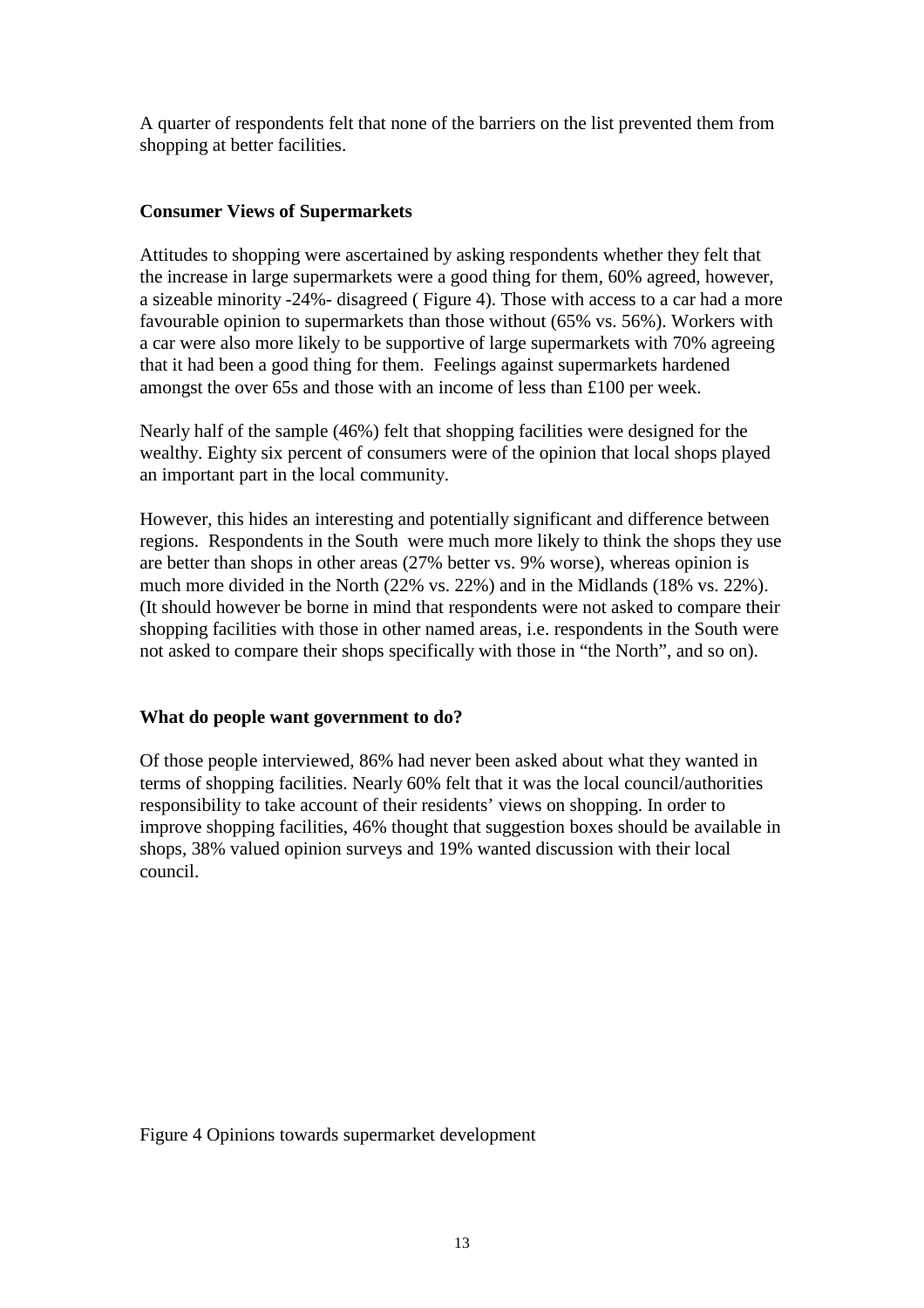A quarter of respondents felt that none of the barriers on the list prevented them from shopping at better facilities.

**Consumer Views of Supermarkets**

Attitudes to shopping were ascertained by asking respondents whether they felt that the increase in large supermarkets were a good thing for them, 60% agreed, however, a sizeable minority -24%- disagreed ( Figure 4). Those with access to a car had a more favourable opinion to supermarkets than those without (65% vs. 56%). Workers with a car were also more likely to be supportive of large supermarkets with 70% agreeing that it had been a good thing for them. Feelings against supermarkets hardened amongst the over 65s and those with an income of less than £100 per week.

Nearly half of the sample (46%) felt that shopping facilities were designed for the wealthy. Eighty six percent of consumers were of the opinion that local shops played an important part in the local community.

However, this hides an interesting and potentially significant and difference between regions. Respondents in the South were much more likely to think the shops they use are better than shops in other areas (27% better vs. 9% worse), whereas opinion is much more divided in the North (22% vs. 22%) and in the Midlands (18% vs. 22%). (It should however be borne in mind that respondents were not asked to compare their shopping facilities with those in other named areas, i.e. respondents in the South were not asked to compare their shops specifically with those in "the North", and so on).

**What do people want government to do?**

Of those people interviewed, 86% had never been asked about what they wanted in terms of shopping facilities. Nearly 60% felt that it was the local council/authorities responsibility to take account of their residents' views on shopping. In order to improve shopping facilities, 46% thought that suggestion boxes should be available in shops, 38% valued opinion surveys and 19% wanted discussion with their local council.

Figure 4 Opinions towards supermarket development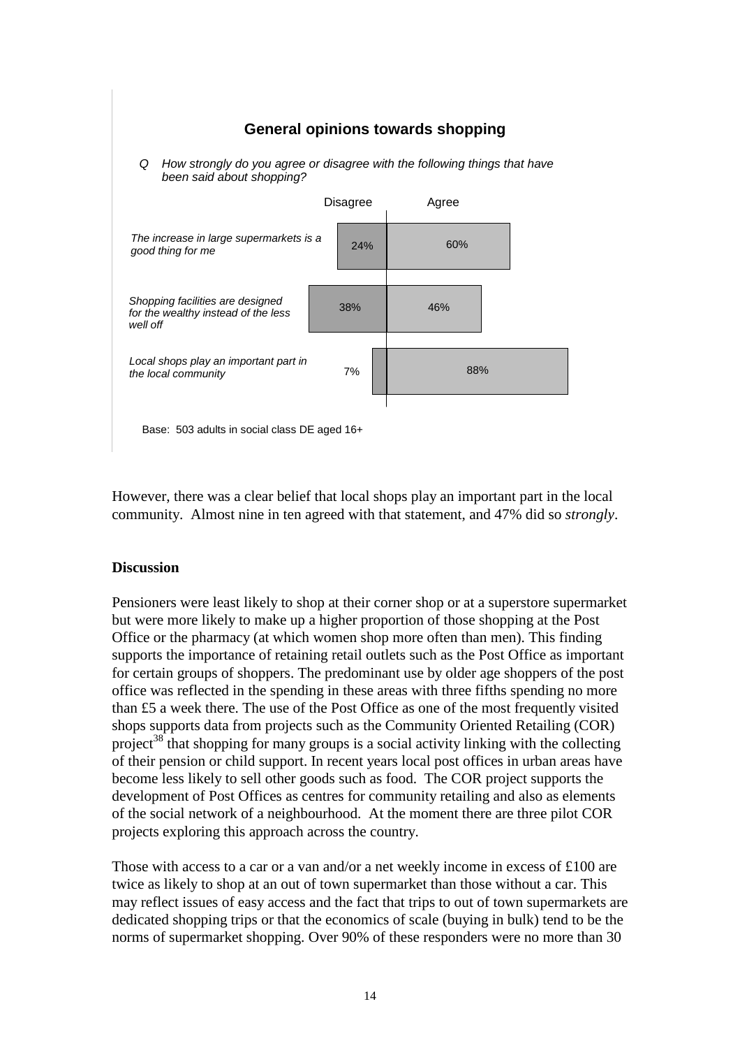**General opinions towards shopping**

*Q How strongly do you agree or disagree with the following things that have been said about shopping?*

| | Disagree | Agree |
|---|---|---|
| *The increase in large supermarkets is a good thing for me* | 24% | 60% |
| *Shopping facilities are designed for the wealthy instead of the less well off* | 38% | 46% |
| *Local shops play an important part in the local community* | 7% | 88% |

Base: 503 adults in social class DE aged 16+

However, there was a clear belief that local shops play an important part in the local community. Almost nine in ten agreed with that statement, and 47% did so *strongly*.

**Discussion**

Pensioners were least likely to shop at their corner shop or at a superstore supermarket but were more likely to make up a higher proportion of those shopping at the Post Office or the pharmacy (at which women shop more often than men). This finding supports the importance of retaining retail outlets such as the Post Office as important for certain groups of shoppers. The predominant use by older age shoppers of the post office was reflected in the spending in these areas with three fifths spending no more than £5 a week there. The use of the Post Office as one of the most frequently visited shops supports data from projects such as the Community Oriented Retailing (COR) project[38] that shopping for many groups is a social activity linking with the collecting of their pension or child support. In recent years local post offices in urban areas have become less likely to sell other goods such as food. The COR project supports the development of Post Offices as centres for community retailing and also as elements of the social network of a neighbourhood. At the moment there are three pilot COR projects exploring this approach across the country.

Those with access to a car or a van and/or a net weekly income in excess of £100 are twice as likely to shop at an out of town supermarket than those without a car. This may reflect issues of easy access and the fact that trips to out of town supermarkets are dedicated shopping trips or that the economics of scale (buying in bulk) tend to be the norms of supermarket shopping. Over 90% of these responders were no more than 30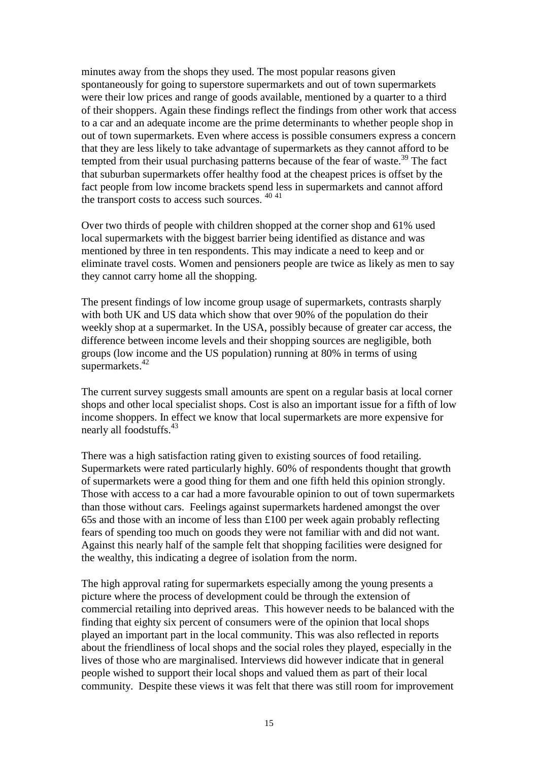minutes away from the shops they used. The most popular reasons given spontaneously for going to superstore supermarkets and out of town supermarkets were their low prices and range of goods available, mentioned by a quarter to a third of their shoppers. Again these findings reflect the findings from other work that access to a car and an adequate income are the prime determinants to whether people shop in out of town supermarkets. Even where access is possible consumers express a concern that they are less likely to take advantage of supermarkets as they cannot afford to be tempted from their usual purchasing patterns because of the fear of waste.[39] The fact that suburban supermarkets offer healthy food at the cheapest prices is offset by the fact people from low income brackets spend less in supermarkets and cannot afford the transport costs to access such sources. [40 41]

Over two thirds of people with children shopped at the corner shop and 61% used local supermarkets with the biggest barrier being identified as distance and was mentioned by three in ten respondents. This may indicate a need to keep and or eliminate travel costs. Women and pensioners people are twice as likely as men to say they cannot carry home all the shopping.

The present findings of low income group usage of supermarkets, contrasts sharply with both UK and US data which show that over 90% of the population do their weekly shop at a supermarket. In the USA, possibly because of greater car access, the difference between income levels and their shopping sources are negligible, both groups (low income and the US population) running at 80% in terms of using supermarkets.[42]

The current survey suggests small amounts are spent on a regular basis at local corner shops and other local specialist shops. Cost is also an important issue for a fifth of low income shoppers. In effect we know that local supermarkets are more expensive for nearly all foodstuffs.[43]

There was a high satisfaction rating given to existing sources of food retailing. Supermarkets were rated particularly highly. 60% of respondents thought that growth of supermarkets were a good thing for them and one fifth held this opinion strongly. Those with access to a car had a more favourable opinion to out of town supermarkets than those without cars. Feelings against supermarkets hardened amongst the over 65s and those with an income of less than £100 per week again probably reflecting fears of spending too much on goods they were not familiar with and did not want. Against this nearly half of the sample felt that shopping facilities were designed for the wealthy, this indicating a degree of isolation from the norm.

The high approval rating for supermarkets especially among the young presents a picture where the process of development could be through the extension of commercial retailing into deprived areas. This however needs to be balanced with the finding that eighty six percent of consumers were of the opinion that local shops played an important part in the local community. This was also reflected in reports about the friendliness of local shops and the social roles they played, especially in the lives of those who are marginalised. Interviews did however indicate that in general people wished to support their local shops and valued them as part of their local community. Despite these views it was felt that there was still room for improvement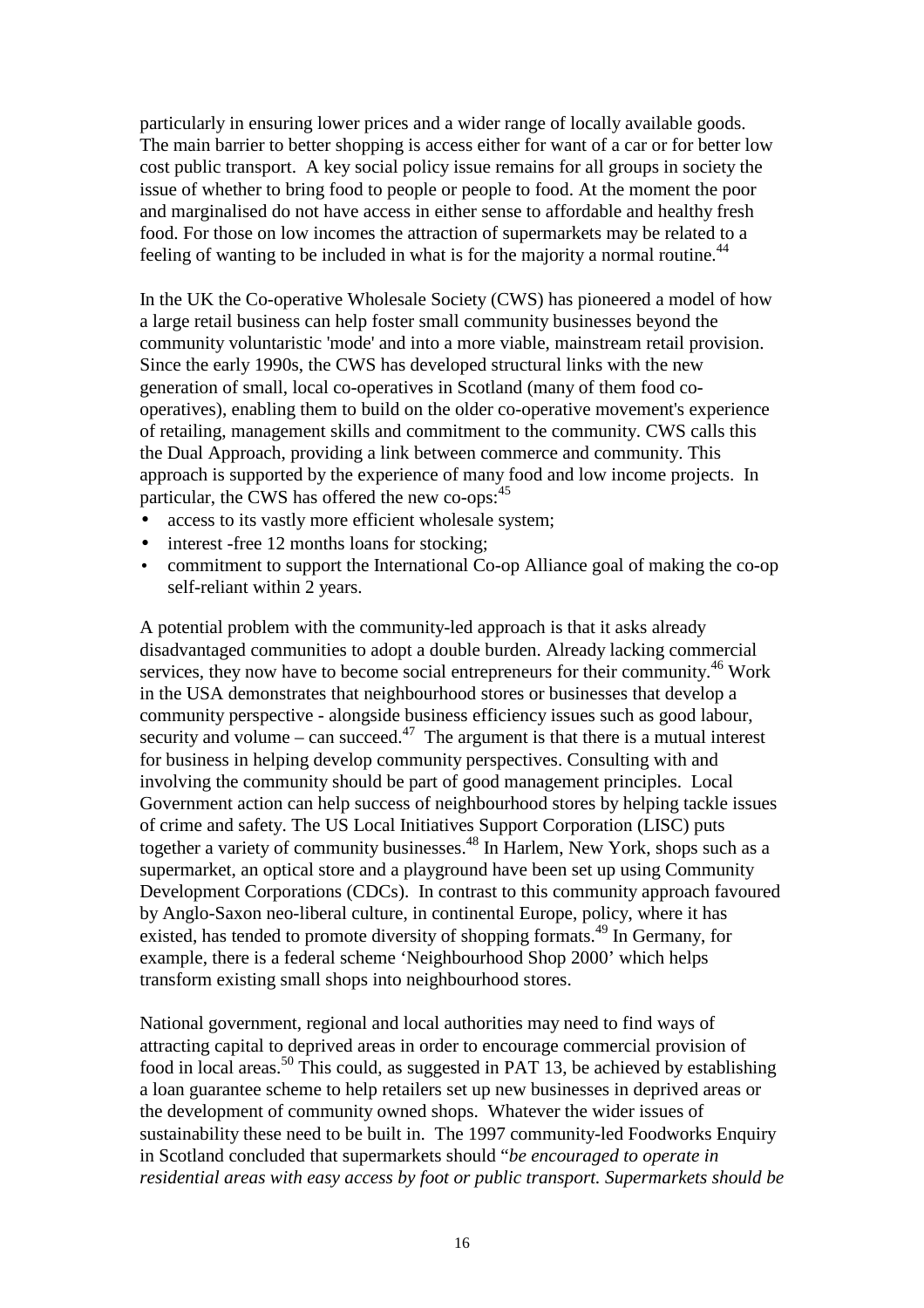particularly in ensuring lower prices and a wider range of locally available goods. The main barrier to better shopping is access either for want of a car or for better low cost public transport. A key social policy issue remains for all groups in society the issue of whether to bring food to people or people to food. At the moment the poor and marginalised do not have access in either sense to affordable and healthy fresh food. For those on low incomes the attraction of supermarkets may be related to a feeling of wanting to be included in what is for the majority a normal routine.[44]

In the UK the Co-operative Wholesale Society (CWS) has pioneered a model of how a large retail business can help foster small community businesses beyond the community voluntaristic 'mode' and into a more viable, mainstream retail provision. Since the early 1990s, the CWS has developed structural links with the new generation of small, local co-operatives in Scotland (many of them food co-operatives), enabling them to build on the older co-operative movement's experience of retailing, management skills and commitment to the community. CWS calls this the Dual Approach, providing a link between commerce and community. This approach is supported by the experience of many food and low income projects. In particular, the CWS has offered the new co-ops:[45]

- access to its vastly more efficient wholesale system;
- interest -free 12 months loans for stocking;
- commitment to support the International Co-op Alliance goal of making the co-op self-reliant within 2 years.

A potential problem with the community-led approach is that it asks already disadvantaged communities to adopt a double burden. Already lacking commercial services, they now have to become social entrepreneurs for their community.[46] Work in the USA demonstrates that neighbourhood stores or businesses that develop a community perspective - alongside business efficiency issues such as good labour, security and volume – can succeed.[47] The argument is that there is a mutual interest for business in helping develop community perspectives. Consulting with and involving the community should be part of good management principles. Local Government action can help success of neighbourhood stores by helping tackle issues of crime and safety. The US Local Initiatives Support Corporation (LISC) puts together a variety of community businesses.[48] In Harlem, New York, shops such as a supermarket, an optical store and a playground have been set up using Community Development Corporations (CDCs). In contrast to this community approach favoured by Anglo-Saxon neo-liberal culture, in continental Europe, policy, where it has existed, has tended to promote diversity of shopping formats.[49] In Germany, for example, there is a federal scheme 'Neighbourhood Shop 2000' which helps transform existing small shops into neighbourhood stores.

National government, regional and local authorities may need to find ways of attracting capital to deprived areas in order to encourage commercial provision of food in local areas.[50] This could, as suggested in PAT 13, be achieved by establishing a loan guarantee scheme to help retailers set up new businesses in deprived areas or the development of community owned shops. Whatever the wider issues of sustainability these need to be built in. The 1997 community-led Foodworks Enquiry in Scotland concluded that supermarkets should "*be encouraged to operate in residential areas with easy access by foot or public transport. Supermarkets should be*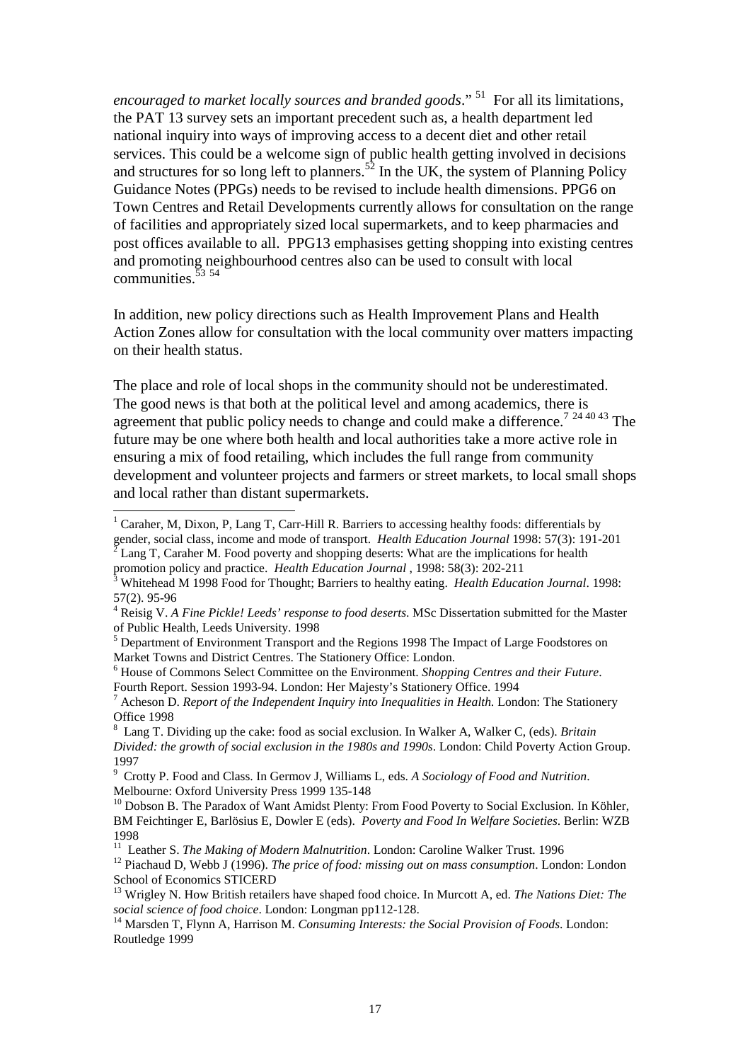*encouraged to market locally sources and branded goods*." [51] For all its limitations, the PAT 13 survey sets an important precedent such as, a health department led national inquiry into ways of improving access to a decent diet and other retail services. This could be a welcome sign of public health getting involved in decisions and structures for so long left to planners.[52] In the UK, the system of Planning Policy Guidance Notes (PPGs) needs to be revised to include health dimensions. PPG6 on Town Centres and Retail Developments currently allows for consultation on the range of facilities and appropriately sized local supermarkets, and to keep pharmacies and post offices available to all. PPG13 emphasises getting shopping into existing centres and promoting neighbourhood centres also can be used to consult with local communities.[53 54]

In addition, new policy directions such as Health Improvement Plans and Health Action Zones allow for consultation with the local community over matters impacting on their health status.

The place and role of local shops in the community should not be underestimated. The good news is that both at the political level and among academics, there is agreement that public policy needs to change and could make a difference.[7 24 40 43] The future may be one where both health and local authorities take a more active role in ensuring a mix of food retailing, which includes the full range from community development and volunteer projects and farmers or street markets, to local small shops and local rather than distant supermarkets.

---

[1] Caraher, M, Dixon, P, Lang T, Carr-Hill R. Barriers to accessing healthy foods: differentials by gender, social class, income and mode of transport. *Health Education Journal* 1998: 57(3): 191-201

[2] Lang T, Caraher M. Food poverty and shopping deserts: What are the implications for health promotion policy and practice. *Health Education Journal* , 1998: 58(3): 202-211

[3] Whitehead M 1998 Food for Thought; Barriers to healthy eating. *Health Education Journal*. 1998: 57(2). 95-96

[4] Reisig V. *A Fine Pickle! Leeds' response to food deserts*. MSc Dissertation submitted for the Master of Public Health, Leeds University. 1998

[5] Department of Environment Transport and the Regions 1998 The Impact of Large Foodstores on Market Towns and District Centres. The Stationery Office: London.

[6] House of Commons Select Committee on the Environment. *Shopping Centres and their Future*. Fourth Report. Session 1993-94. London: Her Majesty's Stationery Office. 1994

[7] Acheson D. *Report of the Independent Inquiry into Inequalities in Health.* London: The Stationery Office 1998

[8] Lang T. Dividing up the cake: food as social exclusion. In Walker A, Walker C, (eds). *Britain Divided: the growth of social exclusion in the 1980s and 1990s*. London: Child Poverty Action Group. 1997

[9] Crotty P. Food and Class. In Germov J, Williams L, eds. *A Sociology of Food and Nutrition*. Melbourne: Oxford University Press 1999 135-148

[10] Dobson B. The Paradox of Want Amidst Plenty: From Food Poverty to Social Exclusion. In Köhler, BM Feichtinger E, Barlösius E, Dowler E (eds). *Poverty and Food In Welfare Societies*. Berlin: WZB 1998

[11] Leather S. *The Making of Modern Malnutrition*. London: Caroline Walker Trust. 1996

[12] Piachaud D, Webb J (1996). *The price of food: missing out on mass consumption*. London: London School of Economics STICERD

[13] Wrigley N. How British retailers have shaped food choice. In Murcott A, ed. *The Nations Diet: The social science of food choice*. London: Longman pp112-128.

[14] Marsden T, Flynn A, Harrison M. *Consuming Interests: the Social Provision of Foods*. London: Routledge 1999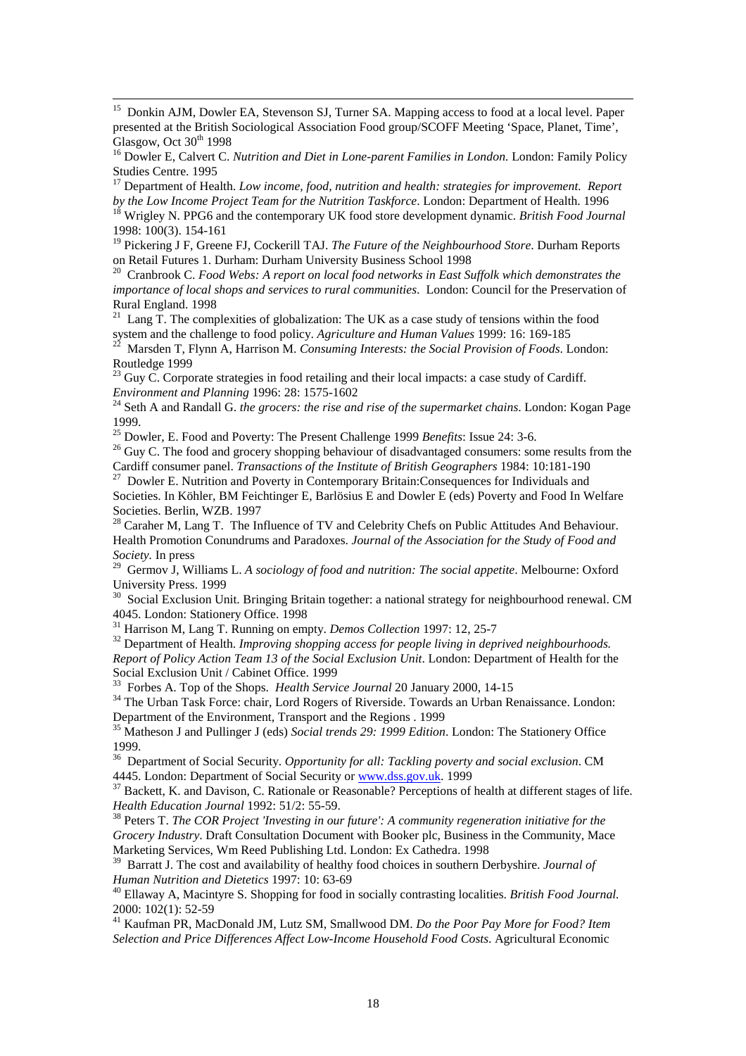[15] Donkin AJM, Dowler EA, Stevenson SJ, Turner SA. Mapping access to food at a local level. Paper presented at the British Sociological Association Food group/SCOFF Meeting 'Space, Planet, Time', Glasgow, Oct 30th 1998

[16] Dowler E, Calvert C. *Nutrition and Diet in Lone-parent Families in London.* London: Family Policy Studies Centre. 1995

[17] Department of Health. *Low income, food, nutrition and health: strategies for improvement. Report by the Low Income Project Team for the Nutrition Taskforce*. London: Department of Health. 1996

[18] Wrigley N. PPG6 and the contemporary UK food store development dynamic. *British Food Journal* 1998: 100(3). 154-161

[19] Pickering J F, Greene FJ, Cockerill TAJ. *The Future of the Neighbourhood Store*. Durham Reports on Retail Futures 1. Durham: Durham University Business School 1998

[20] Cranbrook C. *Food Webs: A report on local food networks in East Suffolk which demonstrates the importance of local shops and services to rural communities.* London: Council for the Preservation of Rural England. 1998

[21] Lang T. The complexities of globalization: The UK as a case study of tensions within the food system and the challenge to food policy. *Agriculture and Human Values* 1999: 16: 169-185

[22] Marsden T, Flynn A, Harrison M. *Consuming Interests: the Social Provision of Foods*. London: Routledge 1999

[23] Guy C. Corporate strategies in food retailing and their local impacts: a case study of Cardiff. *Environment and Planning* 1996: 28: 1575-1602

[24] Seth A and Randall G. *the grocers: the rise and rise of the supermarket chains*. London: Kogan Page 1999.

[25] Dowler, E. Food and Poverty: The Present Challenge 1999 *Benefits*: Issue 24: 3-6.

[26] Guy C. The food and grocery shopping behaviour of disadvantaged consumers: some results from the Cardiff consumer panel. *Transactions of the Institute of British Geographers* 1984: 10:181-190

[27] Dowler E. Nutrition and Poverty in Contemporary Britain:Consequences for Individuals and Societies. In Köhler, BM Feichtinger E, Barlösius E and Dowler E (eds) Poverty and Food In Welfare Societies. Berlin, WZB. 1997

[28] Caraher M, Lang T. The Influence of TV and Celebrity Chefs on Public Attitudes And Behaviour. Health Promotion Conundrums and Paradoxes. *Journal of the Association for the Study of Food and Society*. In press

[29] Germov J, Williams L. *A sociology of food and nutrition: The social appetite*. Melbourne: Oxford University Press. 1999

[30] Social Exclusion Unit. Bringing Britain together: a national strategy for neighbourhood renewal. CM 4045. London: Stationery Office. 1998

[31] Harrison M, Lang T. Running on empty. *Demos Collection* 1997: 12, 25-7

[32] Department of Health. *Improving shopping access for people living in deprived neighbourhoods. Report of Policy Action Team 13 of the Social Exclusion Unit*. London: Department of Health for the Social Exclusion Unit / Cabinet Office. 1999

[33] Forbes A. Top of the Shops. *Health Service Journal* 20 January 2000, 14-15

[34] The Urban Task Force: chair, Lord Rogers of Riverside. Towards an Urban Renaissance. London: Department of the Environment, Transport and the Regions . 1999

[35] Matheson J and Pullinger J (eds) *Social trends 29: 1999 Edition*. London: The Stationery Office 1999.

[36] Department of Social Security. *Opportunity for all: Tackling poverty and social exclusion*. CM 4445. London: Department of Social Security or www.dss.gov.uk. 1999

[37] Backett, K. and Davison, C. Rationale or Reasonable? Perceptions of health at different stages of life. *Health Education Journal* 1992: 51/2: 55-59.

[38] Peters T. *The COR Project 'Investing in our future': A community regeneration initiative for the Grocery Industry*. Draft Consultation Document with Booker plc, Business in the Community, Mace Marketing Services, Wm Reed Publishing Ltd. London: Ex Cathedra. 1998

[39] Barratt J. The cost and availability of healthy food choices in southern Derbyshire. *Journal of Human Nutrition and Dietetics* 1997: 10: 63-69

[40] Ellaway A, Macintyre S. Shopping for food in socially contrasting localities. *British Food Journal.* 2000: 102(1): 52-59

[41] Kaufman PR, MacDonald JM, Lutz SM, Smallwood DM. *Do the Poor Pay More for Food? Item Selection and Price Differences Affect Low-Income Household Food Costs*. Agricultural Economic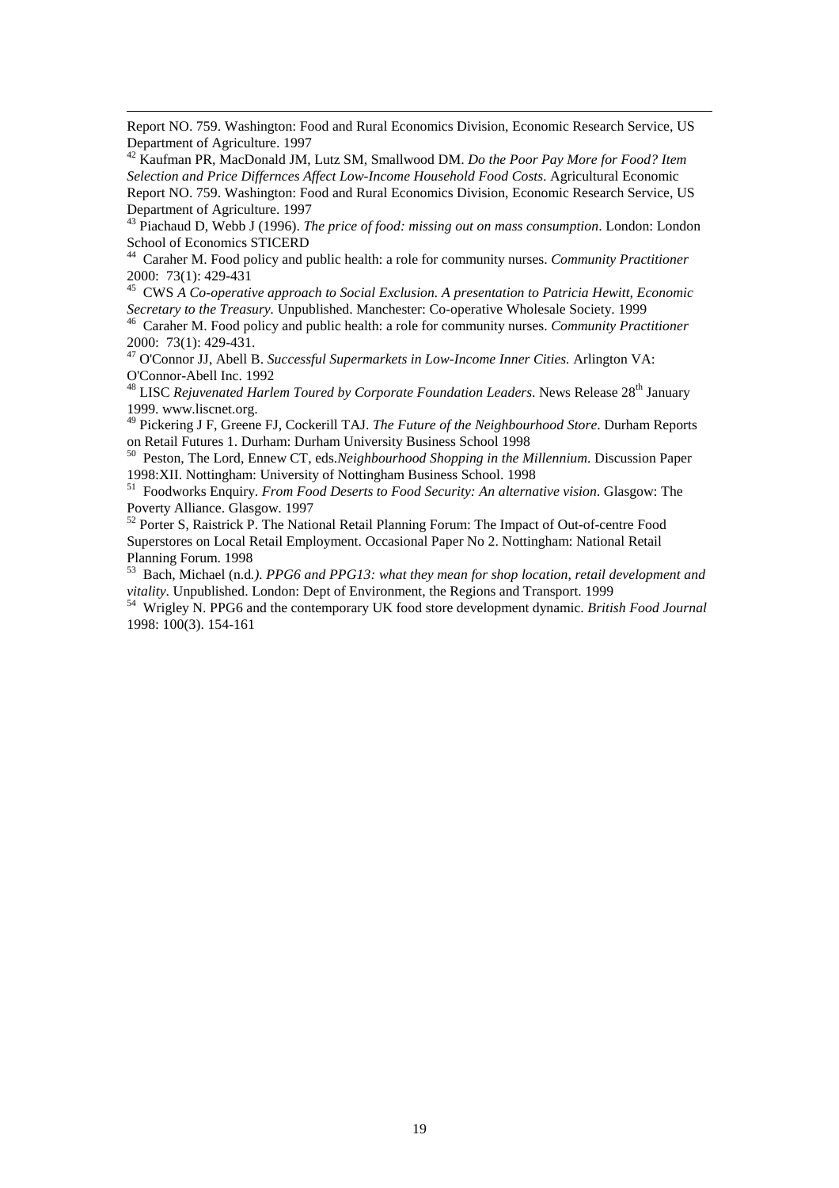Report NO. 759. Washington: Food and Rural Economics Division, Economic Research Service, US Department of Agriculture. 1997

[42] Kaufman PR, MacDonald JM, Lutz SM, Smallwood DM. *Do the Poor Pay More for Food? Item Selection and Price Differnces Affect Low-Income Household Food Costs*. Agricultural Economic Report NO. 759. Washington: Food and Rural Economics Division, Economic Research Service, US Department of Agriculture. 1997

[43] Piachaud D, Webb J (1996). *The price of food: missing out on mass consumption*. London: London School of Economics STICERD

[44] Caraher M. Food policy and public health: a role for community nurses. *Community Practitioner* 2000: 73(1): 429-431

[45] CWS *A Co-operative approach to Social Exclusion. A presentation to Patricia Hewitt, Economic Secretary to the Treasury*. Unpublished. Manchester: Co-operative Wholesale Society. 1999

[46] Caraher M. Food policy and public health: a role for community nurses. *Community Practitioner* 2000: 73(1): 429-431.

[47] O'Connor JJ, Abell B. *Successful Supermarkets in Low-Income Inner Cities.* Arlington VA: O'Connor-Abell Inc. 1992

[48] LISC *Rejuvenated Harlem Toured by Corporate Foundation Leaders*. News Release 28th January 1999. www.liscnet.org.

[49] Pickering J F, Greene FJ, Cockerill TAJ. *The Future of the Neighbourhood Store*. Durham Reports on Retail Futures 1. Durham: Durham University Business School 1998

[50] Peston, The Lord, Ennew CT, eds.*Neighbourhood Shopping in the Millennium*. Discussion Paper 1998:XII. Nottingham: University of Nottingham Business School. 1998

[51] Foodworks Enquiry. *From Food Deserts to Food Security: An alternative vision*. Glasgow: The Poverty Alliance. Glasgow. 1997

[52] Porter S, Raistrick P. The National Retail Planning Forum: The Impact of Out-of-centre Food Superstores on Local Retail Employment. Occasional Paper No 2. Nottingham: National Retail Planning Forum. 1998

[53] Bach, Michael (n.d.*). PPG6 and PPG13: what they mean for shop location, retail development and vitality*. Unpublished. London: Dept of Environment, the Regions and Transport. 1999

[54] Wrigley N. PPG6 and the contemporary UK food store development dynamic. *British Food Journal* 1998: 100(3). 154-161